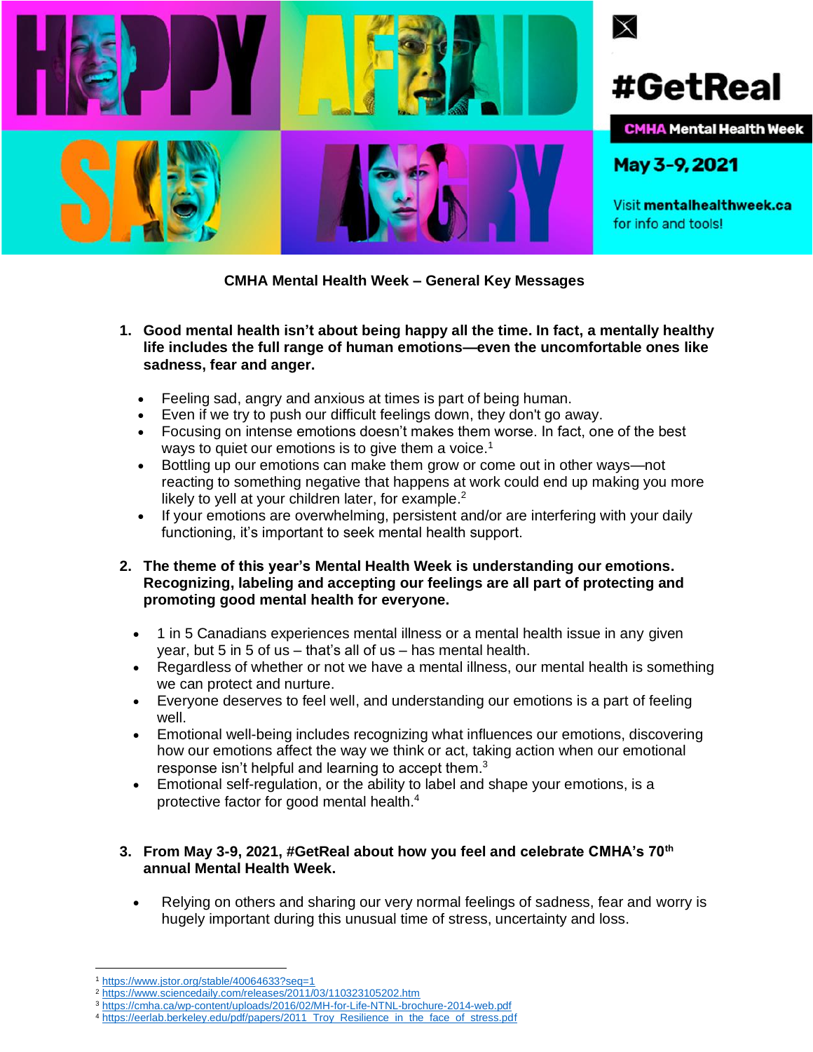#GetReal

CMHA Mental Health Week

May 3-9, 2021

Visit **mentalhealthweek.ca** for info and tools!

**CMHA Mental Health Week – General Key Messages**

1. **Good mental health isn't about being happy all the time. In fact, a mentally healthy life includes the full range of human emotions—even the uncomfortable ones like sadness, fear and anger.**

   - Feeling sad, angry and anxious at times is part of being human.
   - Even if we try to push our difficult feelings down, they don't go away.
   - Focusing on intense emotions doesn't makes them worse. In fact, one of the best ways to quiet our emotions is to give them a voice.[1]
   - Bottling up our emotions can make them grow or come out in other ways—not reacting to something negative that happens at work could end up making you more likely to yell at your children later, for example.[2]
   - If your emotions are overwhelming, persistent and/or are interfering with your daily functioning, it's important to seek mental health support.

2. **The theme of this year's Mental Health Week is understanding our emotions. Recognizing, labeling and accepting our feelings are all part of protecting and promoting good mental health for everyone.**

   - 1 in 5 Canadians experiences mental illness or a mental health issue in any given year, but 5 in 5 of us – that's all of us – has mental health.
   - Regardless of whether or not we have a mental illness, our mental health is something we can protect and nurture.
   - Everyone deserves to feel well, and understanding our emotions is a part of feeling well.
   - Emotional well-being includes recognizing what influences our emotions, discovering how our emotions affect the way we think or act, taking action when our emotional response isn't helpful and learning to accept them.[3]
   - Emotional self-regulation, or the ability to label and shape your emotions, is a protective factor for good mental health.[4]

3. **From May 3-9, 2021, #GetReal about how you feel and celebrate CMHA's 70th annual Mental Health Week.**

   - Relying on others and sharing our very normal feelings of sadness, fear and worry is hugely important during this unusual time of stress, uncertainty and loss.

---

[1] https://www.jstor.org/stable/40064633?seq=1
[2] https://www.sciencedaily.com/releases/2011/03/110323105202.htm
[3] https://cmha.ca/wp-content/uploads/2016/02/MH-for-Life-NTNL-brochure-2014-web.pdf
[4] https://eerlab.berkeley.edu/pdf/papers/2011_Troy_Resilience_in_the_face_of_stress.pdf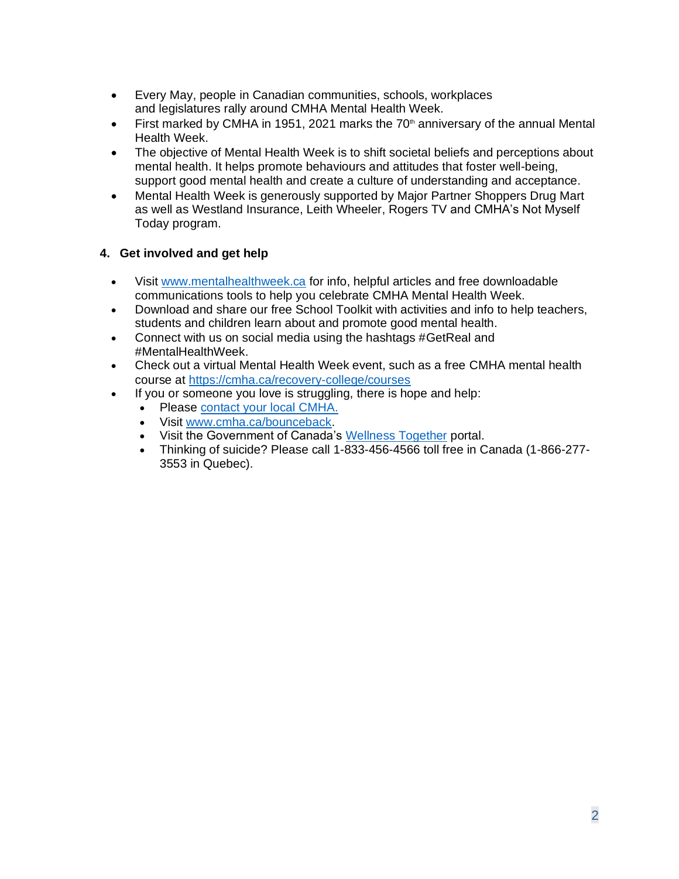- Every May, people in Canadian communities, schools, workplaces and legislatures rally around CMHA Mental Health Week.
- First marked by CMHA in 1951, 2021 marks the 70th anniversary of the annual Mental Health Week.
- The objective of Mental Health Week is to shift societal beliefs and perceptions about mental health. It helps promote behaviours and attitudes that foster well-being, support good mental health and create a culture of understanding and acceptance.
- Mental Health Week is generously supported by Major Partner Shoppers Drug Mart as well as Westland Insurance, Leith Wheeler, Rogers TV and CMHA's Not Myself Today program.

**4. Get involved and get help**

- Visit www.mentalhealthweek.ca for info, helpful articles and free downloadable communications tools to help you celebrate CMHA Mental Health Week.
- Download and share our free School Toolkit with activities and info to help teachers, students and children learn about and promote good mental health.
- Connect with us on social media using the hashtags #GetReal and #MentalHealthWeek.
- Check out a virtual Mental Health Week event, such as a free CMHA mental health course at https://cmha.ca/recovery-college/courses
- If you or someone you love is struggling, there is hope and help:
  - Please contact your local CMHA.
  - Visit www.cmha.ca/bounceback.
  - Visit the Government of Canada's Wellness Together portal.
  - Thinking of suicide? Please call 1-833-456-4566 toll free in Canada (1-866-277-3553 in Quebec).